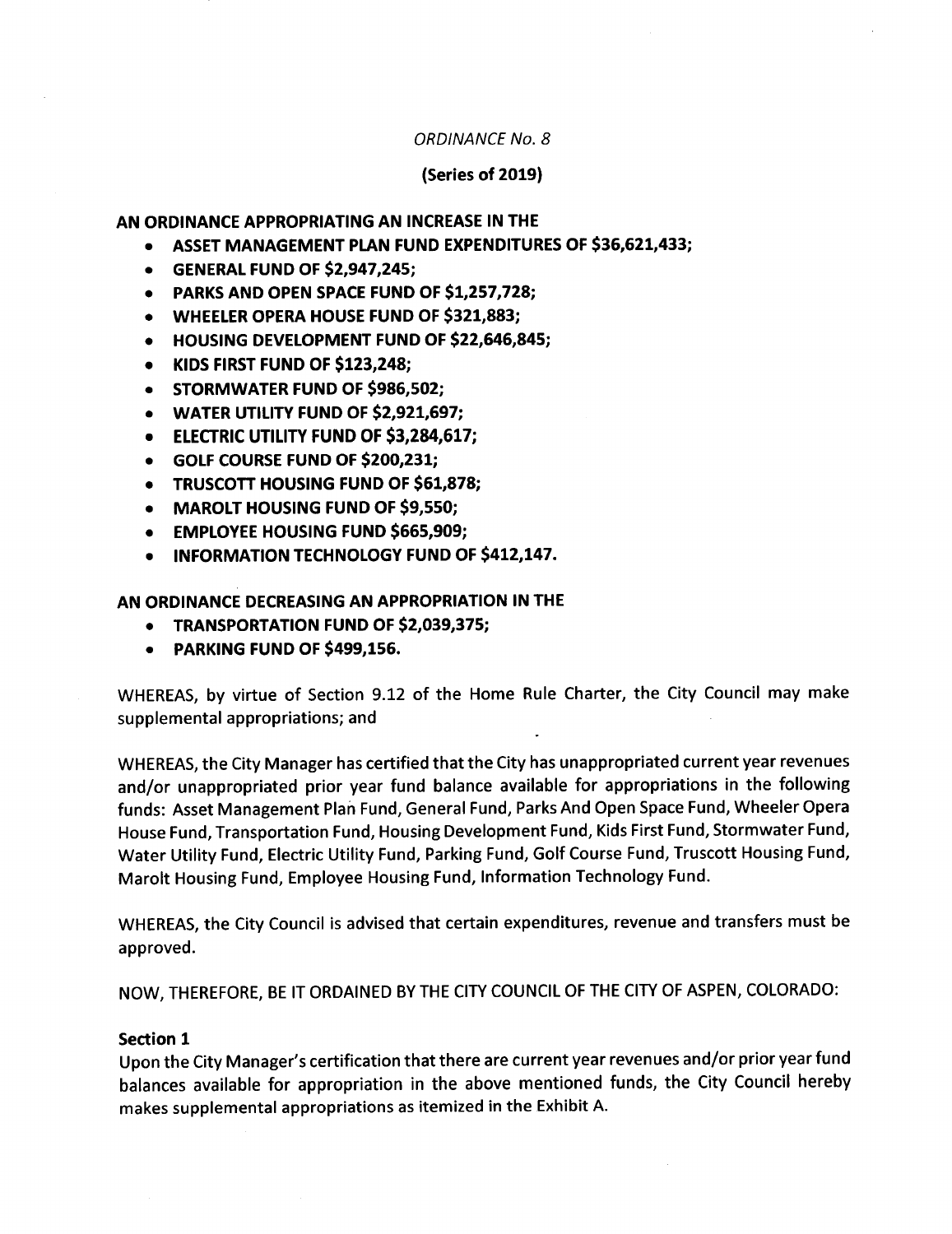*ORDINANCE No. 8*

**(Series of 2019)**

**AN ORDINANCE APPROPRIATING AN INCREASE IN THE**

- **ASSET MANAGEMENT PLAN FUND EXPENDITURES OF $36,621,433;**
- **GENERAL FUND OF $2,947,245;**
- **PARKS AND OPEN SPACE FUND OF $1,257,728;**
- **WHEELER OPERA HOUSE FUND OF $321,883;**
- **HOUSING DEVELOPMENT FUND OF $22,646,845;**
- **KIDS FIRST FUND OF $123,248;**
- **STORMWATER FUND OF $986,502;**
- **WATER UTILITY FUND OF $2,921,697;**
- **ELECTRIC UTILITY FUND OF $3,284,617;**
- **GOLF COURSE FUND OF $200,231;**
- **TRUSCOTT HOUSING FUND OF $61,878;**
- **MAROLT HOUSING FUND OF $9,550;**
- **EMPLOYEE HOUSING FUND $665,909;**
- **INFORMATION TECHNOLOGY FUND OF $412,147.**

**AN ORDINANCE DECREASING AN APPROPRIATION IN THE**

- **TRANSPORTATION FUND OF $2,039,375;**
- **PARKING FUND OF $499,156.**

WHEREAS, by virtue of Section 9.12 of the Home Rule Charter, the City Council may make supplemental appropriations; and

WHEREAS, the City Manager has certified that the City has unappropriated current year revenues and/or unappropriated prior year fund balance available for appropriations in the following funds: Asset Management Plan Fund, General Fund, Parks And Open Space Fund, Wheeler Opera House Fund, Transportation Fund, Housing Development Fund, Kids First Fund, Stormwater Fund, Water Utility Fund, Electric Utility Fund, Parking Fund, Golf Course Fund, Truscott Housing Fund, Marolt Housing Fund, Employee Housing Fund, Information Technology Fund.

WHEREAS, the City Council is advised that certain expenditures, revenue and transfers must be approved.

NOW, THEREFORE, BE IT ORDAINED BY THE CITY COUNCIL OF THE CITY OF ASPEN, COLORADO:

**Section 1**

Upon the City Manager's certification that there are current year revenues and/or prior year fund balances available for appropriation in the above mentioned funds, the City Council hereby makes supplemental appropriations as itemized in the Exhibit A.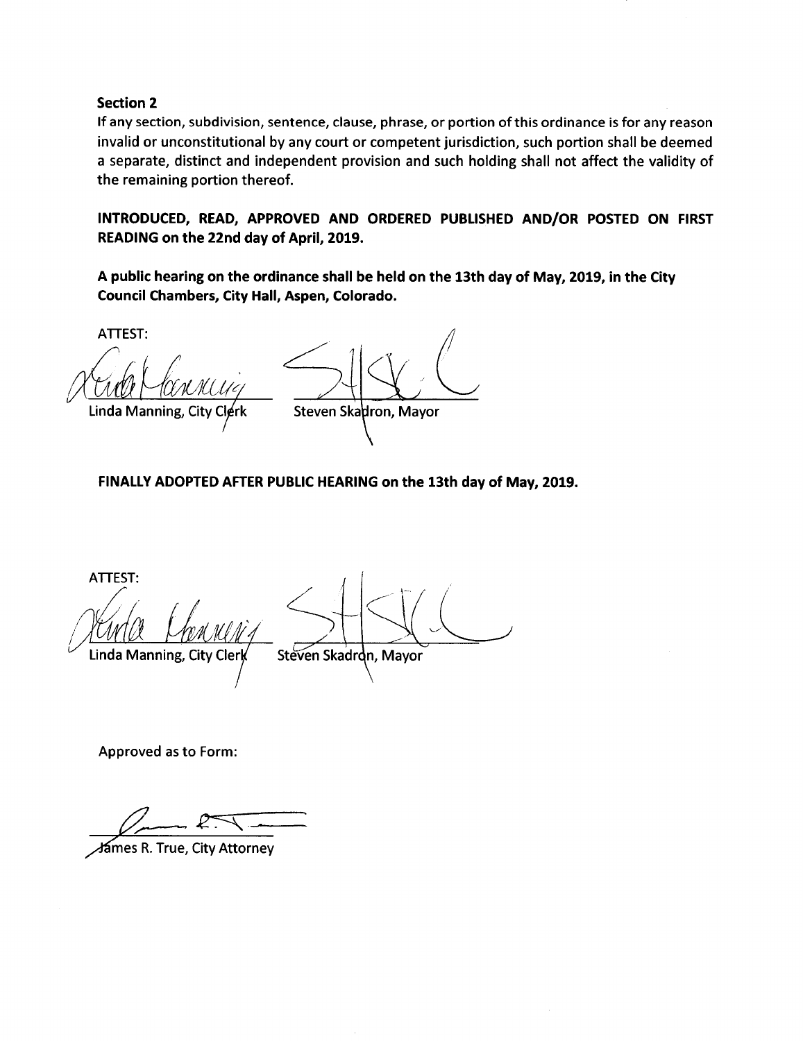**Section 2**

If any section, subdivision, sentence, clause, phrase, or portion of this ordinance is for any reason invalid or unconstitutional by any court or competent jurisdiction, such portion shall be deemed a separate, distinct and independent provision and such holding shall not affect the validity of the remaining portion thereof.

**INTRODUCED, READ, APPROVED AND ORDERED PUBLISHED AND/OR POSTED ON FIRST READING on the 22nd day of April, 2019.**

**A public hearing on the ordinance shall be held on the 13th day of May, 2019, in the City Council Chambers, City Hall, Aspen, Colorado.**

ATTEST:

Linda Manning, City Clerk

Steven Skadron, Mayor

**FINALLY ADOPTED AFTER PUBLIC HEARING on the 13th day of May, 2019.**

ATTEST:

Linda Manning, City Clerk

Steven Skadron, Mayor

Approved as to Form:

James R. True, City Attorney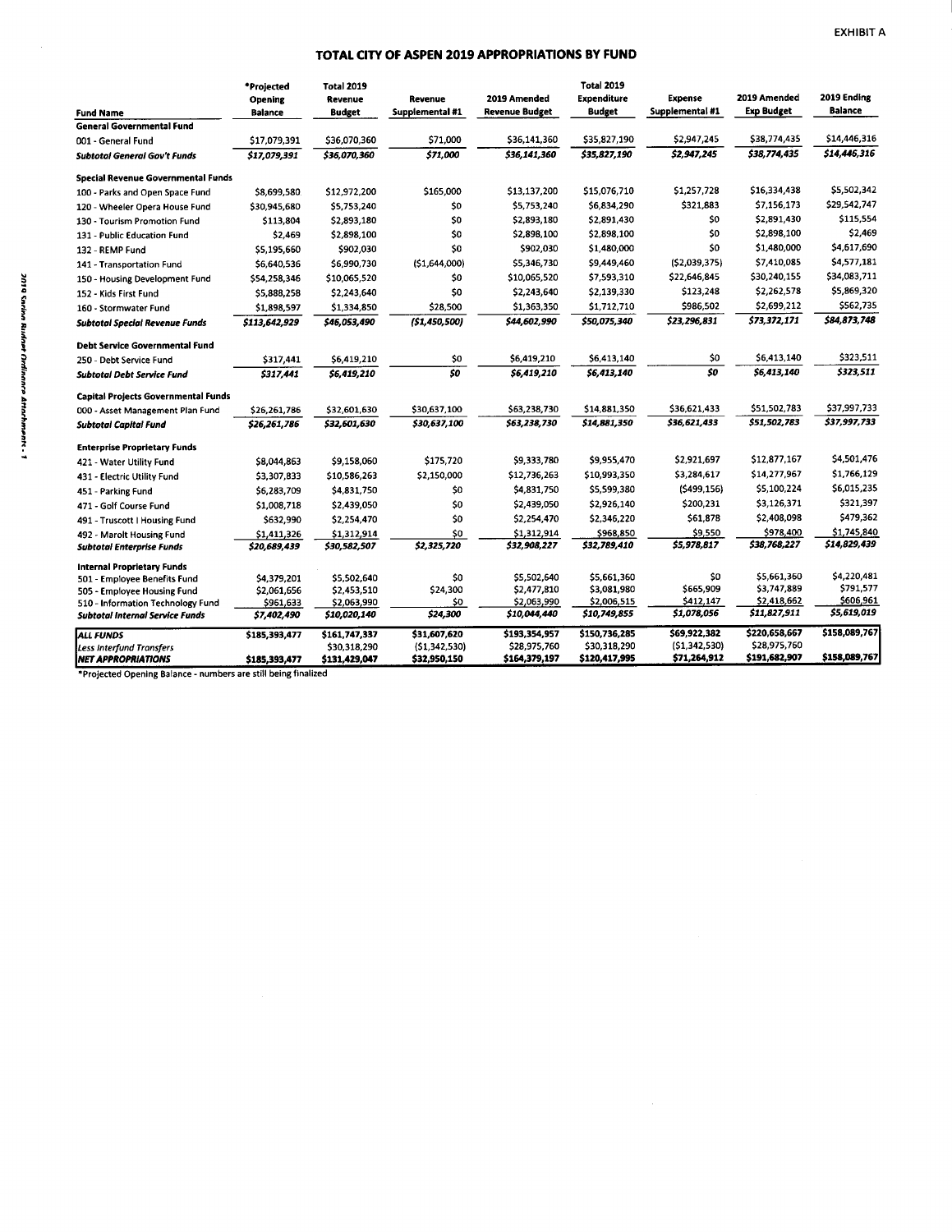EXHIBIT A

# TOTAL CITY OF ASPEN 2019 APPROPRIATIONS BY FUND

| Fund Name | *Projected Opening Balance | Total 2019 Revenue Budget | Revenue Supplemental #1 | 2019 Amended Revenue Budget | Total 2019 Expenditure Budget | Expense Supplemental #1 | 2019 Amended Exp Budget | 2019 Ending Balance |
|---|---|---|---|---|---|---|---|---|
| **General Governmental Fund** | | | | | | | | |
| 001 - General Fund | $17,079,391 | $36,070,360 | $71,000 | $36,141,360 | $35,827,190 | $2,947,245 | $38,774,435 | $14,446,316 |
| ***Subtotal General Gov't Funds*** | ***$17,079,391*** | ***$36,070,360*** | ***$71,000*** | ***$36,141,360*** | ***$35,827,190*** | ***$2,947,245*** | ***$38,774,435*** | ***$14,446,316*** |
| **Special Revenue Governmental Funds** | | | | | | | | |
| 100 - Parks and Open Space Fund | $8,699,580 | $12,972,200 | $165,000 | $13,137,200 | $15,076,710 | $1,257,728 | $16,334,438 | $5,502,342 |
| 120 - Wheeler Opera House Fund | $30,945,680 | $5,753,240 | $0 | $5,753,240 | $6,834,290 | $321,883 | $7,156,173 | $29,542,747 |
| 130 - Tourism Promotion Fund | $113,804 | $2,893,180 | $0 | $2,893,180 | $2,891,430 | $0 | $2,891,430 | $115,554 |
| 131 - Public Education Fund | $2,469 | $2,898,100 | $0 | $2,898,100 | $2,898,100 | $0 | $2,898,100 | $2,469 |
| 132 - REMP Fund | $5,195,660 | $902,030 | $0 | $902,030 | $1,480,000 | $0 | $1,480,000 | $4,617,690 |
| 141 - Transportation Fund | $6,640,536 | $6,990,730 | ($1,644,000) | $5,346,730 | $9,449,460 | ($2,039,375) | $7,410,085 | $4,577,181 |
| 150 - Housing Development Fund | $54,258,346 | $10,065,520 | $0 | $10,065,520 | $7,593,310 | $22,646,845 | $30,240,155 | $34,083,711 |
| 152 - Kids First Fund | $5,888,258 | $2,243,640 | $0 | $2,243,640 | $2,139,330 | $123,248 | $2,262,578 | $5,869,320 |
| 160 - Stormwater Fund | $1,898,597 | $1,334,850 | $28,500 | $1,363,350 | $1,712,710 | $986,502 | $2,699,212 | $562,735 |
| ***Subtotal Special Revenue Funds*** | ***$113,642,929*** | ***$46,053,490*** | ***($1,450,500)*** | ***$44,602,990*** | ***$50,075,340*** | ***$23,296,831*** | ***$73,372,171*** | ***$84,873,748*** |
| **Debt Service Governmental Fund** | | | | | | | | |
| 250 - Debt Service Fund | $317,441 | $6,419,210 | $0 | $6,419,210 | $6,413,140 | $0 | $6,413,140 | $323,511 |
| ***Subtotal Debt Service Fund*** | ***$317,441*** | ***$6,419,210*** | ***$0*** | ***$6,419,210*** | ***$6,413,140*** | ***$0*** | ***$6,413,140*** | ***$323,511*** |
| **Capital Projects Governmental Funds** | | | | | | | | |
| 000 - Asset Management Plan Fund | $26,261,786 | $32,601,630 | $30,637,100 | $63,238,730 | $14,881,350 | $36,621,433 | $51,502,783 | $37,997,733 |
| ***Subtotal Capital Fund*** | ***$26,261,786*** | ***$32,601,630*** | ***$30,637,100*** | ***$63,238,730*** | ***$14,881,350*** | ***$36,621,433*** | ***$51,502,783*** | ***$37,997,733*** |
| **Enterprise Proprietary Funds** | | | | | | | | |
| 421 - Water Utility Fund | $8,044,863 | $9,158,060 | $175,720 | $9,333,780 | $9,955,470 | $2,921,697 | $12,877,167 | $4,501,476 |
| 431 - Electric Utility Fund | $3,307,833 | $10,586,263 | $2,150,000 | $12,736,263 | $10,993,350 | $3,284,617 | $14,277,967 | $1,766,129 |
| 451 - Parking Fund | $6,283,709 | $4,831,750 | $0 | $4,831,750 | $5,599,380 | ($499,156) | $5,100,224 | $6,015,235 |
| 471 - Golf Course Fund | $1,008,718 | $2,439,050 | $0 | $2,439,050 | $2,926,140 | $200,231 | $3,126,371 | $321,397 |
| 491 - Truscott I Housing Fund | $632,990 | $2,254,470 | $0 | $2,254,470 | $2,346,220 | $61,878 | $2,408,098 | $479,362 |
| 492 - Marolt Housing Fund | $1,411,326 | $1,312,914 | $0 | $1,312,914 | $968,850 | $9,550 | $978,400 | $1,745,840 |
| ***Subtotal Enterprise Funds*** | ***$20,689,439*** | ***$30,582,507*** | ***$2,325,720*** | ***$32,908,227*** | ***$32,789,410*** | ***$5,978,817*** | ***$38,768,227*** | ***$14,829,439*** |
| **Internal Proprietary Funds** | | | | | | | | |
| 501 - Employee Benefits Fund | $4,379,201 | $5,502,640 | $0 | $5,502,640 | $5,661,360 | $0 | $5,661,360 | $4,220,481 |
| 505 - Employee Housing Fund | $2,061,656 | $2,453,510 | $24,300 | $2,477,810 | $3,081,980 | $665,909 | $3,747,889 | $791,577 |
| 510 - Information Technology Fund | $961,633 | $2,063,990 | $0 | $2,063,990 | $2,006,515 | $412,147 | $2,418,662 | $606,961 |
| ***Subtotal Internal Service Funds*** | ***$7,402,490*** | ***$10,020,140*** | ***$24,300*** | ***$10,044,440*** | ***$10,749,855*** | ***$1,078,056*** | ***$11,827,911*** | ***$5,619,019*** |
| ***ALL FUNDS*** | **$185,393,477** | **$161,747,337** | **$31,607,620** | **$193,354,957** | **$150,736,285** | **$69,922,382** | **$220,658,667** | **$158,089,767** |
| *Less Interfund Transfers* | | $30,318,290 | ($1,342,530) | $28,975,760 | $30,318,290 | ($1,342,530) | $28,975,760 | |
| ***NET APPROPRIATIONS*** | **$185,393,477** | **$131,429,047** | **$32,950,150** | **$164,379,197** | **$120,417,995** | **$71,264,912** | **$191,682,907** | **$158,089,767** |

*Projected Opening Balance - numbers are still being finalized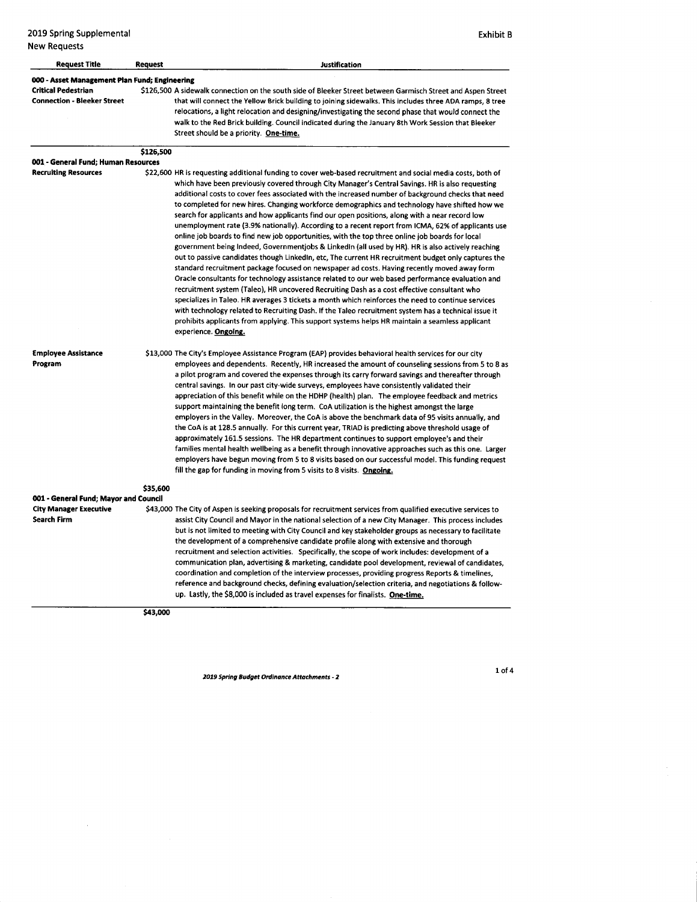2019 Spring Supplemental

New Requests

Exhibit B

| Request Title | Request | Justification |
|---|---|---|
| **000 - Asset Management Plan Fund; Engineering** | | |
| **Critical Pedestrian Connection - Bleeker Street** | $126,500 | A sidewalk connection on the south side of Bleeker Street between Garmisch Street and Aspen Street that will connect the Yellow Brick building to joining sidewalks. This includes three ADA ramps, 8 tree relocations, a light relocation and designing/investigating the second phase that would connect the walk to the Red Brick building. Council indicated during the January 8th Work Session that Bleeker Street should be a priority. **One-time.** |
| | $126,500 | |
| **001 - General Fund; Human Resources** | | |
| **Recruiting Resources** | $22,600 | HR is requesting additional funding to cover web-based recruitment and social media costs, both of which have been previously covered through City Manager's Central Savings. HR is also requesting additional costs to cover fees associated with the increased number of background checks that need to completed for new hires. Changing workforce demographics and technology have shifted how we search for applicants and how applicants find our open positions, along with a near record low unemployment rate (3.9% nationally). According to a recent report from ICMA, 62% of applicants use online job boards to find new job opportunities, with the top three online job boards for local government being Indeed, Governmentjobs & Linkedln (all used by HR). HR is also actively reaching out to passive candidates though Linkedln, etc, The current HR recruitment budget only captures the standard recruitment package focused on newspaper ad costs. Having recently moved away form Oracle consultants for technology assistance related to our web based performance evaluation and recruitment system (Taleo), HR uncovered Recruiting Dash as a cost effective consultant who specializes in Taleo. HR averages 3 tickets a month which reinforces the need to continue services with technology related to Recruiting Dash. If the Taleo recruitment system has a technical issue it prohibits applicants from applying. This support systems helps HR maintain a seamless applicant experience. **Ongoing.** |
| **Employee Assistance Program** | $13,000 | The City's Employee Assistance Program (EAP) provides behavioral health services for our city employees and dependents. Recently, HR increased the amount of counseling sessions from 5 to 8 as a pilot program and covered the expenses through its carry forward savings and thereafter through central savings. In our past city-wide surveys, employees have consistently validated their appreciation of this benefit while on the HDHP (health) plan. The employee feedback and metrics support maintaining the benefit long term. CoA utilization is the highest amongst the large employers in the Valley. Moreover, the CoA is above the benchmark data of 95 visits annually, and the CoA is at 128.5 annually. For this current year, TRIAD is predicting above threshold usage of approximately 161.5 sessions. The HR department continues to support employee's and their families mental health wellbeing as a benefit through innovative approaches such as this one. Larger employers have begun moving from 5 to 8 visits based on our successful model. This funding request fill the gap for funding in moving from 5 visits to 8 visits. **Ongoing.** |
| | $35,600 | |
| **001 - General Fund; Mayor and Council** | | |
| **City Manager Executive Search Firm** | $43,000 | The City of Aspen is seeking proposals for recruitment services from qualified executive services to assist City Council and Mayor in the national selection of a new City Manager. This process includes but is not limited to meeting with City Council and key stakeholder groups as necessary to facilitate the development of a comprehensive candidate profile along with extensive and thorough recruitment and selection activities. Specifically, the scope of work includes: development of a communication plan, advertising & marketing, candidate pool development, reviewal of candidates, coordination and completion of the interview processes, providing progress Reports & timelines, reference and background checks, defining evaluation/selection criteria, and negotiations & follow-up. Lastly, the $8,000 is included as travel expenses for finalists. **One-time.** |
| | $43,000 | |

*2019 Spring Budget Ordinance Attachments - 2*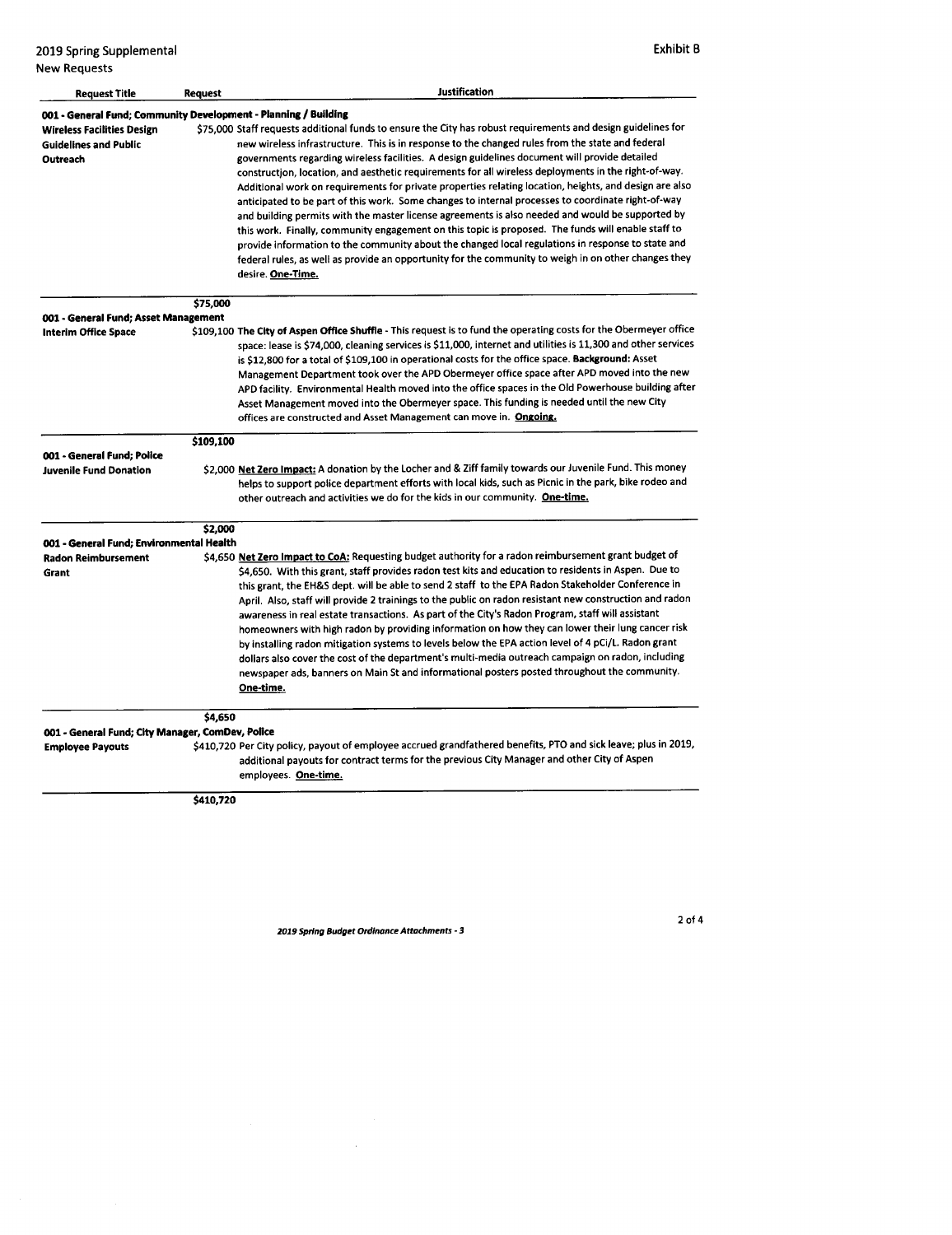2019 Spring Supplemental

Exhibit B

New Requests

| Request Title | Request | Justification |
|---|---|---|
| **001 - General Fund; Community Development - Planning / Building** | | |
| **Wireless Facilities Design Guidelines and Public Outreach** | $75,000 | Staff requests additional funds to ensure the City has robust requirements and design guidelines for new wireless infrastructure. This is in response to the changed rules from the state and federal governments regarding wireless facilities. A design guidelines document will provide detailed construction, location, and aesthetic requirements for all wireless deployments in the right-of-way. Additional work on requirements for private properties relating location, heights, and design are also anticipated to be part of this work. Some changes to internal processes to coordinate right-of-way and building permits with the master license agreements is also needed and would be supported by this work. Finally, community engagement on this topic is proposed. The funds will enable staff to provide information to the community about the changed local regulations in response to state and federal rules, as well as provide an opportunity for the community to weigh in on other changes they desire. **One-Time.** |
| | **$75,000** | |
| **001 - General Fund; Asset Management** | | |
| **Interim Office Space** | $109,100 | **The City of Aspen Office Shuffle** - This request is to fund the operating costs for the Obermeyer office space: lease is $74,000, cleaning services is $11,000, internet and utilities is 11,300 and other services is $12,800 for a total of $109,100 in operational costs for the office space. **Background:** Asset Management Department took over the APD Obermeyer office space after APD moved into the new APD facility. Environmental Health moved into the office spaces in the Old Powerhouse building after Asset Management moved into the Obermeyer space. This funding is needed until the new City offices are constructed and Asset Management can move in. **Ongoing.** |
| | **$109,100** | |
| **001 - General Fund; Police** | | |
| **Juvenile Fund Donation** | $2,000 | **Net Zero Impact:** A donation by the Locher and & Ziff family towards our Juvenile Fund. This money helps to support police department efforts with local kids, such as Picnic in the park, bike rodeo and other outreach and activities we do for the kids in our community. **One-time.** |
| | **$2,000** | |
| **001 - General Fund; Environmental Health** | | |
| **Radon Reimbursement Grant** | $4,650 | **Net Zero Impact to CoA:** Requesting budget authority for a radon reimbursement grant budget of $4,650. With this grant, staff provides radon test kits and education to residents in Aspen. Due to this grant, the EH&S dept. will be able to send 2 staff to the EPA Radon Stakeholder Conference in April. Also, staff will provide 2 trainings to the public on radon resistant new construction and radon awareness in real estate transactions. As part of the City's Radon Program, staff will assistant homeowners with high radon by providing information on how they can lower their lung cancer risk by installing radon mitigation systems to levels below the EPA action level of 4 pCi/L. Radon grant dollars also cover the cost of the department's multi-media outreach campaign on radon, including newspaper ads, banners on Main St and informational posters posted throughout the community. **One-time.** |
| | **$4,650** | |
| **001 - General Fund; City Manager, ComDev, Police** | | |
| **Employee Payouts** | $410,720 | Per City policy, payout of employee accrued grandfathered benefits, PTO and sick leave; plus in 2019, additional payouts for contract terms for the previous City Manager and other City of Aspen employees. **One-time.** |
| | **$410,720** | |

*2019 Spring Budget Ordinance Attachments - 3*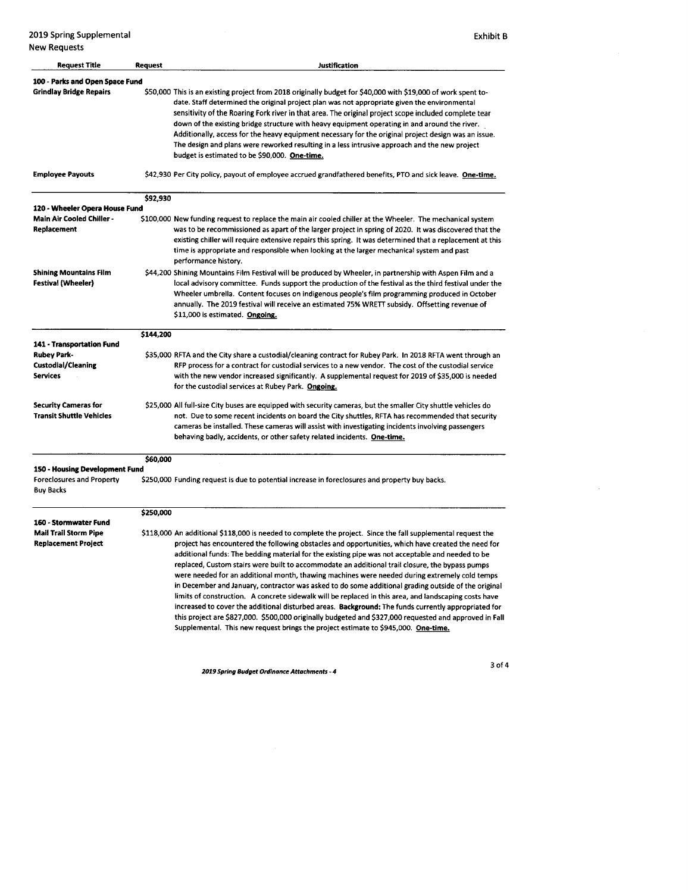2019 Spring Supplemental

New Requests

Exhibit B

| Request Title | Request | Justification |
| --- | --- | --- |
| **100 - Parks and Open Space Fund** | | |
| **Grindlay Bridge Repairs** | $50,000 | This is an existing project from 2018 originally budget for $40,000 with $19,000 of work spent to-date. Staff determined the original project plan was not appropriate given the environmental sensitivity of the Roaring Fork river in that area. The original project scope included complete tear down of the existing bridge structure with heavy equipment operating in and around the river. Additionally, access for the heavy equipment necessary for the original project design was an issue. The design and plans were reworked resulting in a less intrusive approach and the new project budget is estimated to be $90,000. **One-time.** |
| **Employee Payouts** | $42,930 | Per City policy, payout of employee accrued grandfathered benefits, PTO and sick leave. **One-time.** |
| | $92,930 | |
| **120 - Wheeler Opera House Fund** | | |
| **Main Air Cooled Chiller - Replacement** | $100,000 | New funding request to replace the main air cooled chiller at the Wheeler. The mechanical system was to be recommissioned as apart of the larger project in spring of 2020. It was discovered that the existing chiller will require extensive repairs this spring. It was determined that a replacement at this time is appropriate and responsible when looking at the larger mechanical system and past performance history. |
| **Shining Mountains Film Festival (Wheeler)** | $44,200 | Shining Mountains Film Festival will be produced by Wheeler, in partnership with Aspen Film and a local advisory committee. Funds support the production of the festival as the third festival under the Wheeler umbrella. Content focuses on indigenous people's film programming produced in October annually. The 2019 festival will receive an estimated 75% WRETT subsidy. Offsetting revenue of $11,000 is estimated. **Ongoing.** |
| | $144,200 | |
| **141 - Transportation Fund** | | |
| **Rubey Park-Custodial/Cleaning Services** | $35,000 | RFTA and the City share a custodial/cleaning contract for Rubey Park. In 2018 RFTA went through an RFP process for a contract for custodial services to a new vendor. The cost of the custodial service with the new vendor increased significantly. A supplemental request for 2019 of $35,000 is needed for the custodial services at Rubey Park. **Ongoing.** |
| **Security Cameras for Transit Shuttle Vehicles** | $25,000 | All full-size City buses are equipped with security cameras, but the smaller City shuttle vehicles do not. Due to some recent incidents on board the City shuttles, RFTA has recommended that security cameras be installed. These cameras will assist with investigating incidents involving passengers behaving badly, accidents, or other safety related incidents. **One-time.** |
| | $60,000 | |
| **150 - Housing Development Fund** | | |
| Foreclosures and Property Buy Backs | $250,000 | Funding request is due to potential increase in foreclosures and property buy backs. |
| | $250,000 | |
| **160 - Stormwater Fund** | | |
| **Mail Trail Storm Pipe Replacement Project** | $118,000 | An additional $118,000 is needed to complete the project. Since the fall supplemental request the project has encountered the following obstacles and opportunities, which have created the need for additional funds: The bedding material for the existing pipe was not acceptable and needed to be replaced, Custom stairs were built to accommodate an additional trail closure, the bypass pumps were needed for an additional month, thawing machines were needed during extremely cold temps in December and January, contractor was asked to do some additional grading outside of the original limits of construction. A concrete sidewalk will be replaced in this area, and landscaping costs have increased to cover the additional disturbed areas. **Background:** The funds currently appropriated for this project are $827,000. $500,000 originally budgeted and $327,000 requested and approved in Fall Supplemental. This new request brings the project estimate to $945,000. **One-time.** |

***2019 Spring Budget Ordinance Attachments - 4***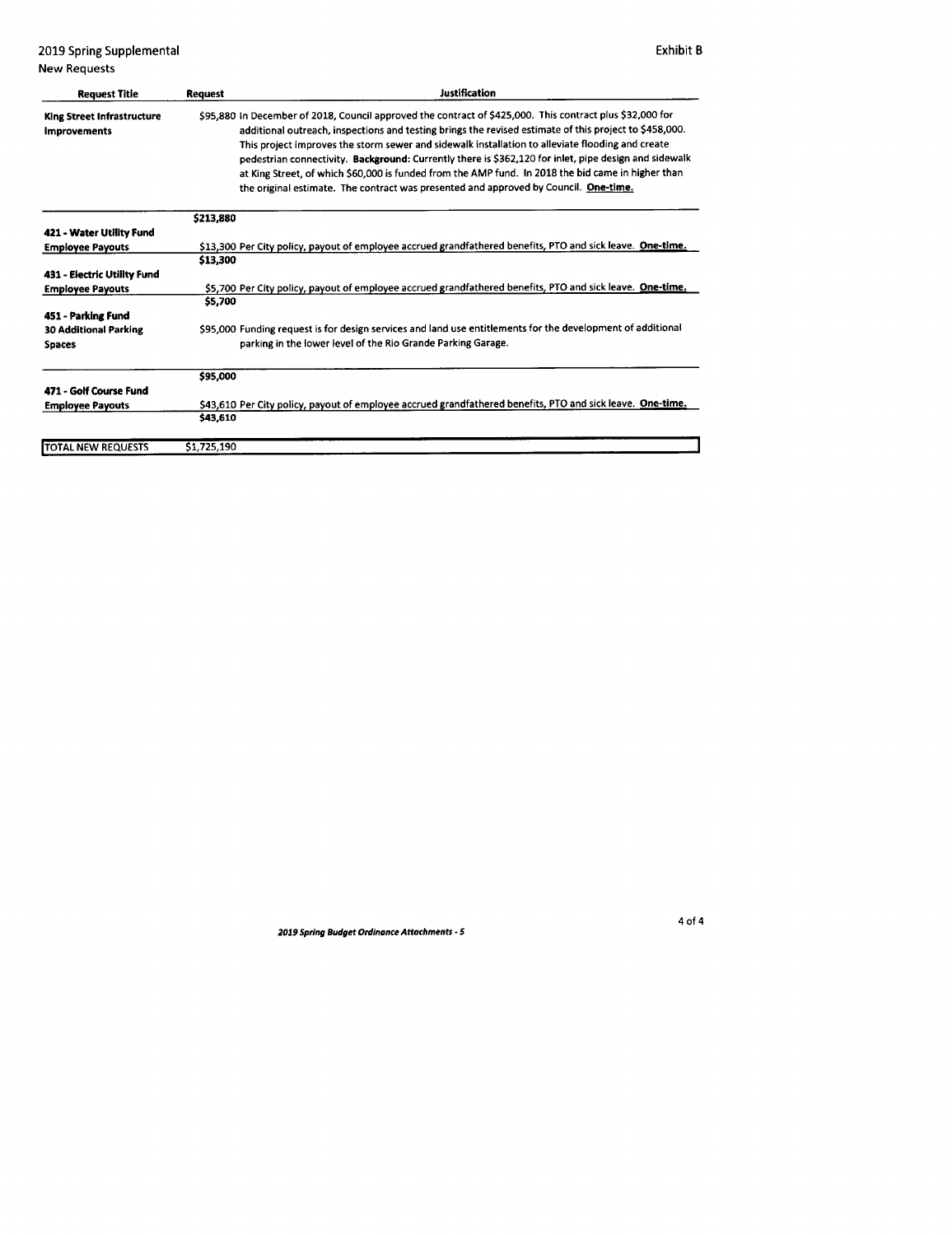2019 Spring Supplemental

Exhibit B

New Requests

| Request Title | Request | Justification |
|---|---|---|
| **King Street Infrastructure Improvements** | $95,880 | In December of 2018, Council approved the contract of $425,000. This contract plus $32,000 for additional outreach, inspections and testing brings the revised estimate of this project to $458,000. This project improves the storm sewer and sidewalk installation to alleviate flooding and create pedestrian connectivity. **Background:** Currently there is $362,120 for inlet, pipe design and sidewalk at King Street, of which $60,000 is funded from the AMP fund. In 2018 the bid came in higher than the original estimate. The contract was presented and approved by Council. **One-time.** |
| | $213,880 | |
| **421 - Water Utility Fund** | | |
| **Employee Payouts** | $13,300 | Per City policy, payout of employee accrued grandfathered benefits, PTO and sick leave. **One-time.** |
| | $13,300 | |
| **431 - Electric Utility Fund** | | |
| **Employee Payouts** | $5,700 | Per City policy, payout of employee accrued grandfathered benefits, PTO and sick leave. **One-time.** |
| | $5,700 | |
| **451 - Parking Fund** | | |
| **30 Additional Parking Spaces** | $95,000 | Funding request is for design services and land use entitlements for the development of additional parking in the lower level of the Rio Grande Parking Garage. |
| | $95,000 | |
| **471 - Golf Course Fund** | | |
| **Employee Payouts** | $43,610 | Per City policy, payout of employee accrued grandfathered benefits, PTO and sick leave. **One-time.** |
| | $43,610 | |
| **TOTAL NEW REQUESTS** | $1,725,190 | |

***2019 Spring Budget Ordinance Attachments - 5***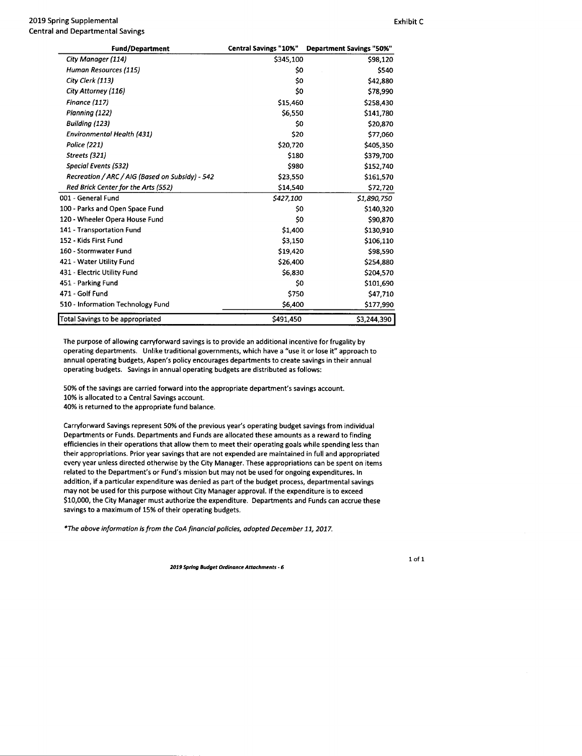2019 Spring Supplemental

Central and Departmental Savings

Exhibit C

| Fund/Department | Central Savings "10%" | Department Savings "50%" |
|---|---|---|
| *City Manager (114)* | $345,100 | $98,120 |
| *Human Resources (115)* | $0 | $540 |
| *City Clerk (113)* | $0 | $42,880 |
| *City Attorney (116)* | $0 | $78,990 |
| *Finance (117)* | $15,460 | $258,430 |
| *Planning (122)* | $6,550 | $141,780 |
| *Building (123)* | $0 | $20,870 |
| *Environmental Health (431)* | $20 | $77,060 |
| *Police (221)* | $20,720 | $405,350 |
| *Streets (321)* | $180 | $379,700 |
| *Special Events (532)* | $980 | $152,740 |
| *Recreation / ARC / AIG (Based on Subsidy) - 542* | $23,550 | $161,570 |
| *Red Brick Center for the Arts (552)* | $14,540 | $72,720 |
| 001 - General Fund | *$427,100* | *$1,890,750* |
| 100 - Parks and Open Space Fund | $0 | $140,320 |
| 120 - Wheeler Opera House Fund | $0 | $90,870 |
| 141 - Transportation Fund | $1,400 | $130,910 |
| 152 - Kids First Fund | $3,150 | $106,110 |
| 160 - Stormwater Fund | $19,420 | $98,590 |
| 421 - Water Utility Fund | $26,400 | $254,880 |
| 431 - Electric Utility Fund | $6,830 | $204,570 |
| 451 - Parking Fund | $0 | $101,690 |
| 471 - Golf Fund | $750 | $47,710 |
| 510 - Information Technology Fund | $6,400 | $177,990 |
| Total Savings to be appropriated | $491,450 | $3,244,390 |

The purpose of allowing carryforward savings is to provide an additional incentive for frugality by operating departments. Unlike traditional governments, which have a "use it or lose it" approach to annual operating budgets, Aspen's policy encourages departments to create savings in their annual operating budgets. Savings in annual operating budgets are distributed as follows:

50% of the savings are carried forward into the appropriate department's savings account.
10% is allocated to a Central Savings account.
40% is returned to the appropriate fund balance.

Carryforward Savings represent 50% of the previous year's operating budget savings from individual Departments or Funds. Departments and Funds are allocated these amounts as a reward to finding efficiencies in their operations that allow them to meet their operating goals while spending less than their appropriations. Prior year savings that are not expended are maintained in full and appropriated every year unless directed otherwise by the City Manager. These appropriations can be spent on items related to the Department's or Fund's mission but may not be used for ongoing expenditures. In addition, if a particular expenditure was denied as part of the budget process, departmental savings may not be used for this purpose without City Manager approval. If the expenditure is to exceed $10,000, the City Manager must authorize the expenditure. Departments and Funds can accrue these savings to a maximum of 15% of their operating budgets.

*\*The above information is from the CoA financial policies, adopted December 11, 2017.*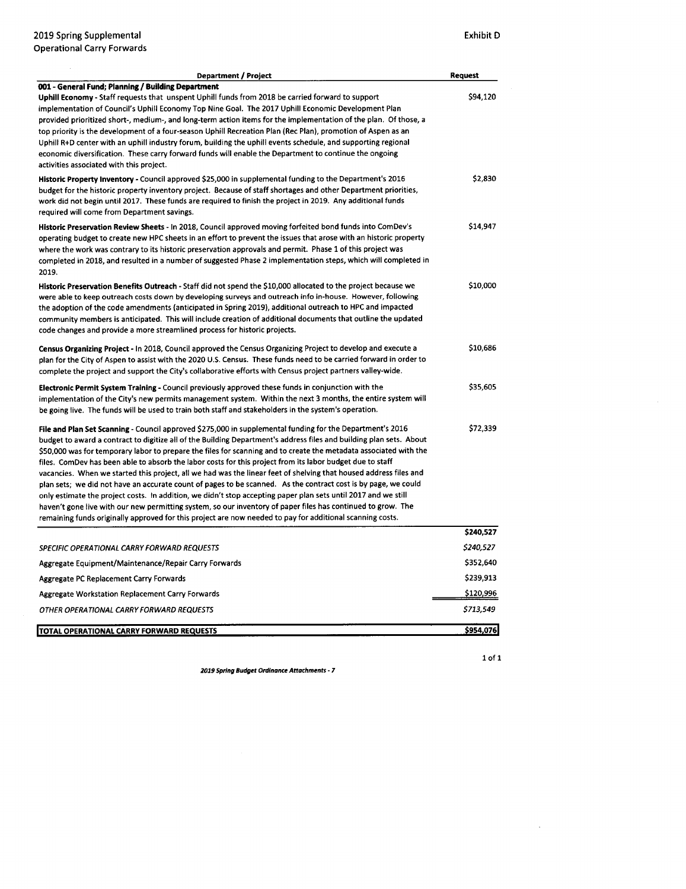2019 Spring Supplemental
Operational Carry Forwards

Exhibit D

| Department / Project | Request |
|---|---|
| **001 - General Fund; Planning / Building Department** | |
| **Uphill Economy** - Staff requests that unspent Uphill funds from 2018 be carried forward to support implementation of Council's Uphill Economy Top Nine Goal. The 2017 Uphill Economic Development Plan provided prioritized short-, medium-, and long-term action items for the implementation of the plan. Of those, a top priority is the development of a four-season Uphill Recreation Plan (Rec Plan), promotion of Aspen as an Uphill R+D center with an uphill industry forum, building the uphill events schedule, and supporting regional economic diversification. These carry forward funds will enable the Department to continue the ongoing activities associated with this project. | $94,120 |
| **Historic Property Inventory** - Council approved $25,000 in supplemental funding to the Department's 2016 budget for the historic property inventory project. Because of staff shortages and other Department priorities, work did not begin until 2017. These funds are required to finish the project in 2019. Any additional funds required will come from Department savings. | $2,830 |
| **Historic Preservation Review Sheets** - In 2018, Council approved moving forfeited bond funds into ComDev's operating budget to create new HPC sheets in an effort to prevent the issues that arose with an historic property where the work was contrary to its historic preservation approvals and permit. Phase 1 of this project was completed in 2018, and resulted in a number of suggested Phase 2 implementation steps, which will completed in 2019. | $14,947 |
| **Historic Preservation Benefits Outreach** - Staff did not spend the $10,000 allocated to the project because we were able to keep outreach costs down by developing surveys and outreach info in-house. However, following the adoption of the code amendments (anticipated in Spring 2019), additional outreach to HPC and impacted community members is anticipated. This will include creation of additional documents that outline the updated code changes and provide a more streamlined process for historic projects. | $10,000 |
| **Census Organizing Project** - In 2018, Council approved the Census Organizing Project to develop and execute a plan for the City of Aspen to assist with the 2020 U.S. Census. These funds need to be carried forward in order to complete the project and support the City's collaborative efforts with Census project partners valley-wide. | $10,686 |
| **Electronic Permit System Training** - Council previously approved these funds in conjunction with the implementation of the City's new permits management system. Within the next 3 months, the entire system will be going live. The funds will be used to train both staff and stakeholders in the system's operation. | $35,605 |
| **File and Plan Set Scanning** - Council approved $275,000 in supplemental funding for the Department's 2016 budget to award a contract to digitize all of the Building Department's address files and building plan sets. About $50,000 was for temporary labor to prepare the files for scanning and to create the metadata associated with the files. ComDev has been able to absorb the labor costs for this project from its labor budget due to staff vacancies. When we started this project, all we had was the linear feet of shelving that housed address files and plan sets; we did not have an accurate count of pages to be scanned. As the contract cost is by page, we could only estimate the project costs. In addition, we didn't stop accepting paper plan sets until 2017 and we still haven't gone live with our new permitting system, so our inventory of paper files has continued to grow. The remaining funds originally approved for this project are now needed to pay for additional scanning costs. | $72,339 |
| | **$240,527** |
| *SPECIFIC OPERATIONAL CARRY FORWARD REQUESTS* | *$240,527* |
| Aggregate Equipment/Maintenance/Repair Carry Forwards | $352,640 |
| Aggregate PC Replacement Carry Forwards | $239,913 |
| Aggregate Workstation Replacement Carry Forwards | $120,996 |
| *OTHER OPERATIONAL CARRY FORWARD REQUESTS* | *$713,549* |
| **TOTAL OPERATIONAL CARRY FORWARD REQUESTS** | **$954,076** |

*2019 Spring Budget Ordinance Attachments - 7*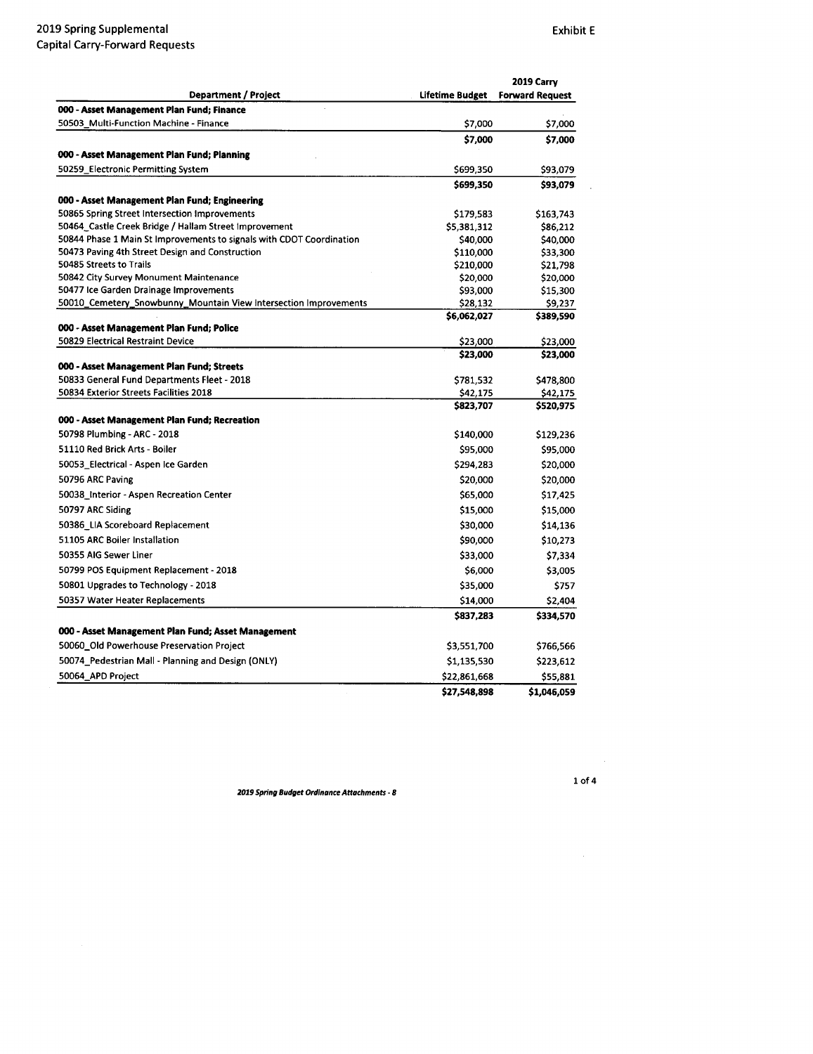2019 Spring Supplemental
Capital Carry-Forward Requests

Exhibit E

| Department / Project | Lifetime Budget | 2019 Carry Forward Request |
|---|---|---|
| **000 - Asset Management Plan Fund; Finance** | | |
| 50503_Multi-Function Machine - Finance | $7,000 | $7,000 |
| | **$7,000** | **$7,000** |
| **000 - Asset Management Plan Fund; Planning** | | |
| 50259_Electronic Permitting System | $699,350 | $93,079 |
| | **$699,350** | **$93,079** |
| **000 - Asset Management Plan Fund; Engineering** | | |
| 50865 Spring Street Intersection Improvements | $179,583 | $163,743 |
| 50464_Castle Creek Bridge / Hallam Street Improvement | $5,381,312 | $86,212 |
| 50844 Phase 1 Main St Improvements to signals with CDOT Coordination | $40,000 | $40,000 |
| 50473 Paving 4th Street Design and Construction | $110,000 | $33,300 |
| 50485 Streets to Trails | $210,000 | $21,798 |
| 50842 City Survey Monument Maintenance | $20,000 | $20,000 |
| 50477 Ice Garden Drainage Improvements | $93,000 | $15,300 |
| 50010_Cemetery_Snowbunny_Mountain View Intersection Improvements | $28,132 | $9,237 |
| | **$6,062,027** | **$389,590** |
| **000 - Asset Management Plan Fund; Police** | | |
| 50829 Electrical Restraint Device | $23,000 | $23,000 |
| | **$23,000** | **$23,000** |
| **000 - Asset Management Plan Fund; Streets** | | |
| 50833 General Fund Departments Fleet - 2018 | $781,532 | $478,800 |
| 50834 Exterior Streets Facilities 2018 | $42,175 | $42,175 |
| | **$823,707** | **$520,975** |
| **000 - Asset Management Plan Fund; Recreation** | | |
| 50798 Plumbing - ARC - 2018 | $140,000 | $129,236 |
| 51110 Red Brick Arts - Boiler | $95,000 | $95,000 |
| 50053_Electrical - Aspen Ice Garden | $294,283 | $20,000 |
| 50796 ARC Paving | $20,000 | $20,000 |
| 50038_Interior - Aspen Recreation Center | $65,000 | $17,425 |
| 50797 ARC Siding | $15,000 | $15,000 |
| 50386_LIA Scoreboard Replacement | $30,000 | $14,136 |
| 51105 ARC Boiler Installation | $90,000 | $10,273 |
| 50355 AIG Sewer Liner | $33,000 | $7,334 |
| 50799 POS Equipment Replacement - 2018 | $6,000 | $3,005 |
| 50801 Upgrades to Technology - 2018 | $35,000 | $757 |
| 50357 Water Heater Replacements | $14,000 | $2,404 |
| | **$837,283** | **$334,570** |
| **000 - Asset Management Plan Fund; Asset Management** | | |
| 50060_Old Powerhouse Preservation Project | $3,551,700 | $766,566 |
| 50074_Pedestrian Mall - Planning and Design (ONLY) | $1,135,530 | $223,612 |
| 50064_APD Project | $22,861,668 | $55,881 |
| | **$27,548,898** | **$1,046,059** |

*2019 Spring Budget Ordinance Attachments - 8*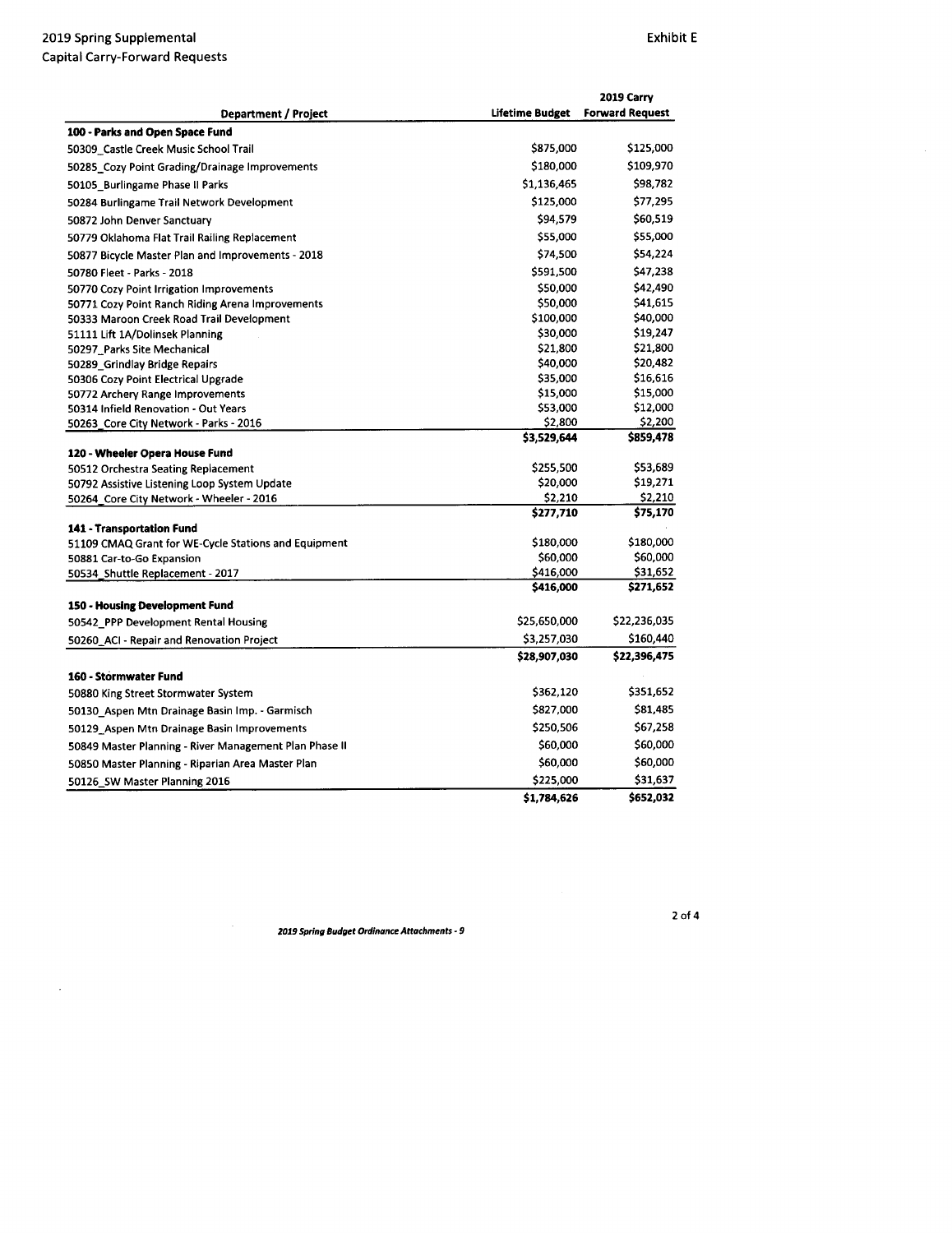2019 Spring Supplemental

Capital Carry-Forward Requests

Exhibit E

| Department / Project | Lifetime Budget | 2019 Carry Forward Request |
|---|---|---|
| **100 - Parks and Open Space Fund** | | |
| 50309_Castle Creek Music School Trail | $875,000 | $125,000 |
| 50285_Cozy Point Grading/Drainage Improvements | $180,000 | $109,970 |
| 50105_Burlingame Phase II Parks | $1,136,465 | $98,782 |
| 50284 Burlingame Trail Network Development | $125,000 | $77,295 |
| 50872 John Denver Sanctuary | $94,579 | $60,519 |
| 50779 Oklahoma Flat Trail Railing Replacement | $55,000 | $55,000 |
| 50877 Bicycle Master Plan and Improvements - 2018 | $74,500 | $54,224 |
| 50780 Fleet - Parks - 2018 | $591,500 | $47,238 |
| 50770 Cozy Point Irrigation Improvements | $50,000 | $42,490 |
| 50771 Cozy Point Ranch Riding Arena Improvements | $50,000 | $41,615 |
| 50333 Maroon Creek Road Trail Development | $100,000 | $40,000 |
| 51111 Lift 1A/Dolinsek Planning | $30,000 | $19,247 |
| 50297_Parks Site Mechanical | $21,800 | $21,800 |
| 50289_Grindlay Bridge Repairs | $40,000 | $20,482 |
| 50306 Cozy Point Electrical Upgrade | $35,000 | $16,616 |
| 50772 Archery Range Improvements | $15,000 | $15,000 |
| 50314 Infield Renovation - Out Years | $53,000 | $12,000 |
| 50263_Core City Network - Parks - 2016 | $2,800 | $2,200 |
| | **$3,529,644** | **$859,478** |
| **120 - Wheeler Opera House Fund** | | |
| 50512 Orchestra Seating Replacement | $255,500 | $53,689 |
| 50792 Assistive Listening Loop System Update | $20,000 | $19,271 |
| 50264_Core City Network - Wheeler - 2016 | $2,210 | $2,210 |
| | **$277,710** | **$75,170** |
| **141 - Transportation Fund** | | |
| 51109 CMAQ Grant for WE-Cycle Stations and Equipment | $180,000 | $180,000 |
| 50881 Car-to-Go Expansion | $60,000 | $60,000 |
| 50534_Shuttle Replacement - 2017 | $416,000 | $31,652 |
| | **$416,000** | **$271,652** |
| **150 - Housing Development Fund** | | |
| 50542_PPP Development Rental Housing | $25,650,000 | $22,236,035 |
| 50260_ACI - Repair and Renovation Project | $3,257,030 | $160,440 |
| | **$28,907,030** | **$22,396,475** |
| **160 - Stormwater Fund** | | |
| 50880 King Street Stormwater System | $362,120 | $351,652 |
| 50130_Aspen Mtn Drainage Basin Imp. - Garmisch | $827,000 | $81,485 |
| 50129_Aspen Mtn Drainage Basin Improvements | $250,506 | $67,258 |
| 50849 Master Planning - River Management Plan Phase II | $60,000 | $60,000 |
| 50850 Master Planning - Riparian Area Master Plan | $60,000 | $60,000 |
| 50126_SW Master Planning 2016 | $225,000 | $31,637 |
| | **$1,784,626** | **$652,032** |

*2019 Spring Budget Ordinance Attachments - 9*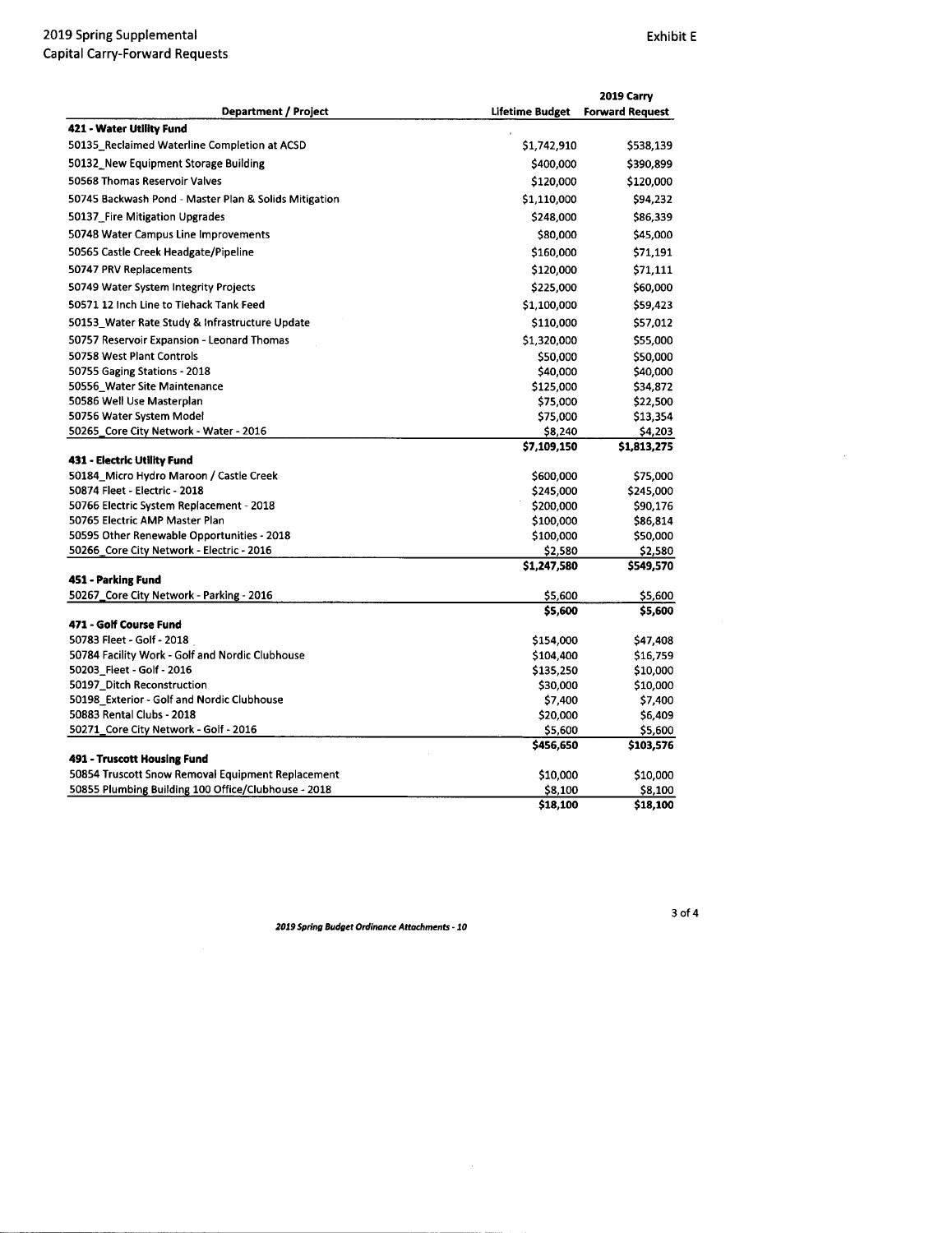# 2019 Spring Supplemental
## Capital Carry-Forward Requests

Exhibit E

| Department / Project | Lifetime Budget | 2019 Carry Forward Request |
|---|---|---|
| **421 - Water Utility Fund** | | |
| 50135_Reclaimed Waterline Completion at ACSD | $1,742,910 | $538,139 |
| 50132_New Equipment Storage Building | $400,000 | $390,899 |
| 50568 Thomas Reservoir Valves | $120,000 | $120,000 |
| 50745 Backwash Pond - Master Plan & Solids Mitigation | $1,110,000 | $94,232 |
| 50137_Fire Mitigation Upgrades | $248,000 | $86,339 |
| 50748 Water Campus Line Improvements | $80,000 | $45,000 |
| 50565 Castle Creek Headgate/Pipeline | $160,000 | $71,191 |
| 50747 PRV Replacements | $120,000 | $71,111 |
| 50749 Water System Integrity Projects | $225,000 | $60,000 |
| 50571 12 Inch Line to Tiehack Tank Feed | $1,100,000 | $59,423 |
| 50153_Water Rate Study & Infrastructure Update | $110,000 | $57,012 |
| 50757 Reservoir Expansion - Leonard Thomas | $1,320,000 | $55,000 |
| 50758 West Plant Controls | $50,000 | $50,000 |
| 50755 Gaging Stations - 2018 | $40,000 | $40,000 |
| 50556_Water Site Maintenance | $125,000 | $34,872 |
| 50586 Well Use Masterplan | $75,000 | $22,500 |
| 50756 Water System Model | $75,000 | $13,354 |
| 50265_Core City Network - Water - 2016 | $8,240 | $4,203 |
| | **$7,109,150** | **$1,813,275** |
| **431 - Electric Utility Fund** | | |
| 50184_Micro Hydro Maroon / Castle Creek | $600,000 | $75,000 |
| 50874 Fleet - Electric - 2018 | $245,000 | $245,000 |
| 50766 Electric System Replacement - 2018 | $200,000 | $90,176 |
| 50765 Electric AMP Master Plan | $100,000 | $86,814 |
| 50595 Other Renewable Opportunities - 2018 | $100,000 | $50,000 |
| 50266_Core City Network - Electric - 2016 | $2,580 | $2,580 |
| | **$1,247,580** | **$549,570** |
| **451 - Parking Fund** | | |
| 50267_Core City Network - Parking - 2016 | $5,600 | $5,600 |
| | **$5,600** | **$5,600** |
| **471 - Golf Course Fund** | | |
| 50783 Fleet - Golf - 2018 | $154,000 | $47,408 |
| 50784 Facility Work - Golf and Nordic Clubhouse | $104,400 | $16,759 |
| 50203_Fleet - Golf - 2016 | $135,250 | $10,000 |
| 50197_Ditch Reconstruction | $30,000 | $10,000 |
| 50198_Exterior - Golf and Nordic Clubhouse | $7,400 | $7,400 |
| 50883 Rental Clubs - 2018 | $20,000 | $6,409 |
| 50271_Core City Network - Golf - 2016 | $5,600 | $5,600 |
| | **$456,650** | **$103,576** |
| **491 - Truscott Housing Fund** | | |
| 50854 Truscott Snow Removal Equipment Replacement | $10,000 | $10,000 |
| 50855 Plumbing Building 100 Office/Clubhouse - 2018 | $8,100 | $8,100 |
| | **$18,100** | **$18,100** |

*2019 Spring Budget Ordinance Attachments - 10*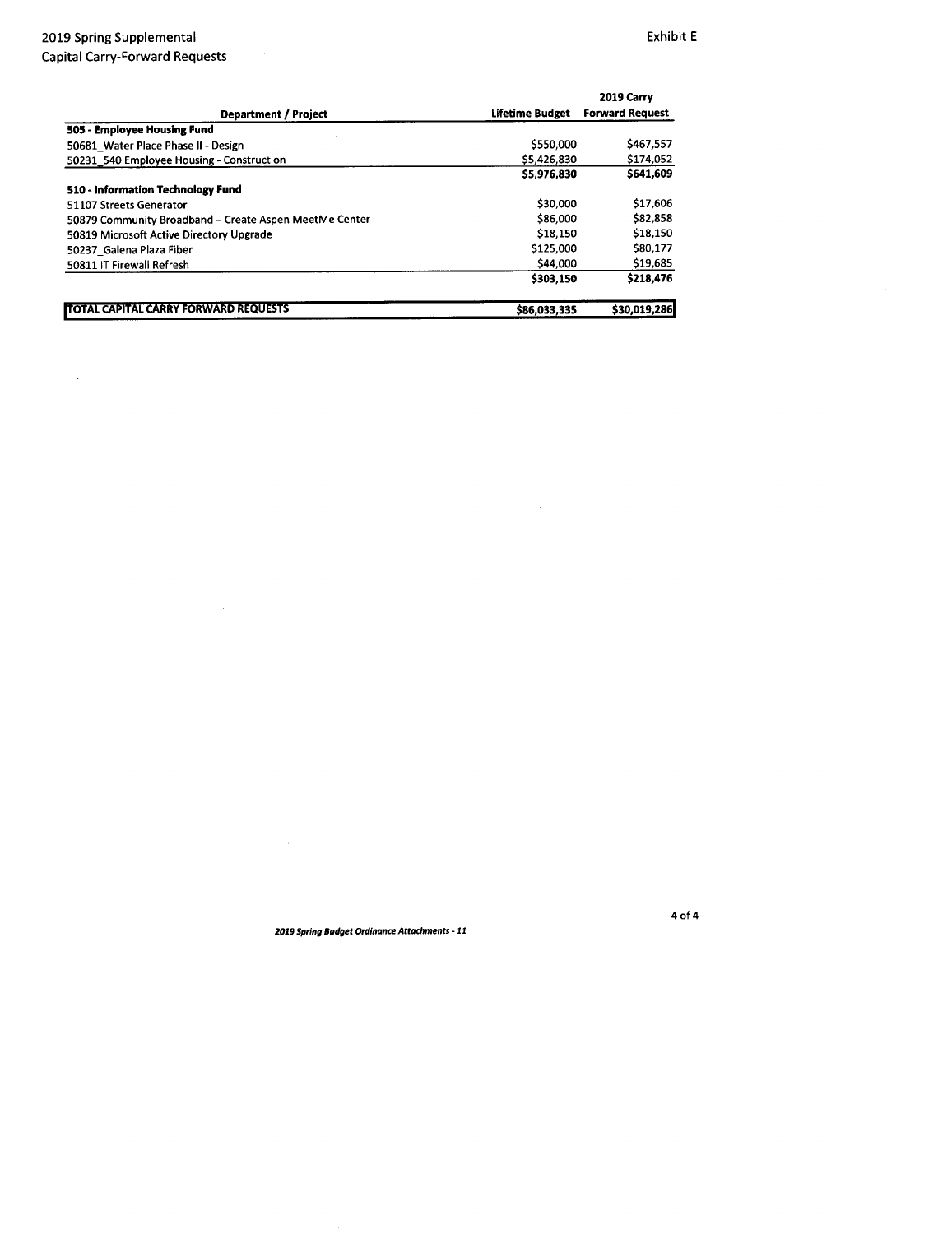2019 Spring Supplemental
Capital Carry-Forward Requests

Exhibit E

| Department / Project | Lifetime Budget | 2019 Carry Forward Request |
|---|---|---|
| **505 - Employee Housing Fund** | | |
| 50681_Water Place Phase II - Design | $550,000 | $467,557 |
| 50231_540 Employee Housing - Construction | $5,426,830 | $174,052 |
| | **$5,976,830** | **$641,609** |
| **510 - Information Technology Fund** | | |
| 51107 Streets Generator | $30,000 | $17,606 |
| 50879 Community Broadband – Create Aspen MeetMe Center | $86,000 | $82,858 |
| 50819 Microsoft Active Directory Upgrade | $18,150 | $18,150 |
| 50237_Galena Plaza Fiber | $125,000 | $80,177 |
| 50811 IT Firewall Refresh | $44,000 | $19,685 |
| | **$303,150** | **$218,476** |
| **TOTAL CAPITAL CARRY FORWARD REQUESTS** | **$86,033,335** | **$30,019,286** |

*2019 Spring Budget Ordinance Attachments - 11*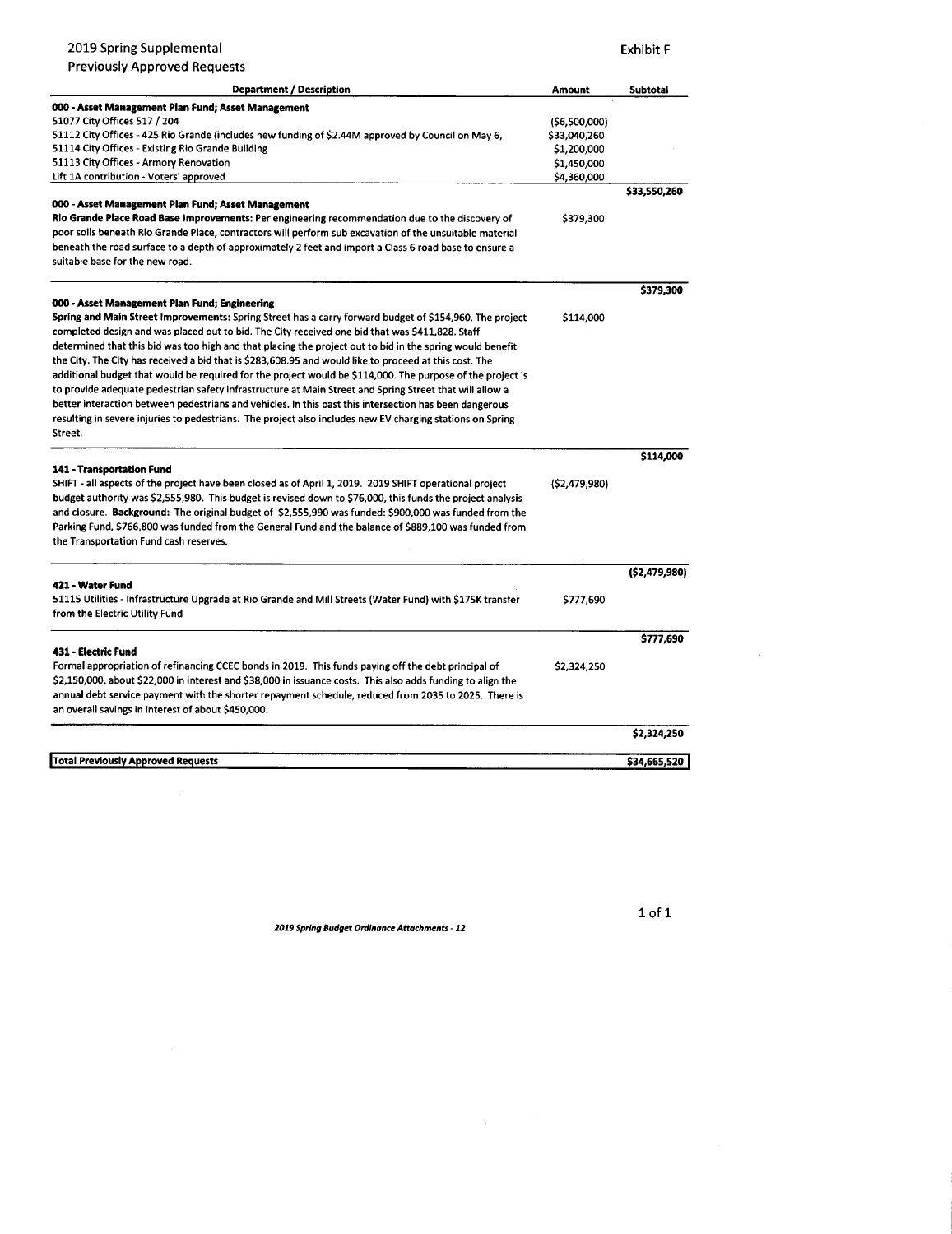2019 Spring Supplemental

Previously Approved Requests

Exhibit F

| Department / Description | Amount | Subtotal |
|---|---|---|
| **000 - Asset Management Plan Fund; Asset Management** | | |
| 51077 City Offices 517 / 204 | ($6,500,000) | |
| 51112 City Offices - 425 Rio Grande (includes new funding of $2.44M approved by Council on May 6, | $33,040,260 | |
| 51114 City Offices - Existing Rio Grande Building | $1,200,000 | |
| 51113 City Offices - Armory Renovation | $1,450,000 | |
| Lift 1A contribution - Voters' approved | $4,360,000 | |
| | | $33,550,260 |
| **000 - Asset Management Plan Fund; Asset Management** | | |
| **Rio Grande Place Road Base Improvements:** Per engineering recommendation due to the discovery of poor soils beneath Rio Grande Place, contractors will perform sub excavation of the unsuitable material beneath the road surface to a depth of approximately 2 feet and import a Class 6 road base to ensure a suitable base for the new road. | $379,300 | |
| | | $379,300 |
| **000 - Asset Management Plan Fund; Engineering** | | |
| **Spring and Main Street Improvements:** Spring Street has a carry forward budget of $154,960. The project completed design and was placed out to bid. The City received one bid that was $411,828. Staff determined that this bid was too high and that placing the project out to bid in the spring would benefit the City. The City has received a bid that is $283,608.95 and would like to proceed at this cost. The additional budget that would be required for the project would be $114,000. The purpose of the project is to provide adequate pedestrian safety infrastructure at Main Street and Spring Street that will allow a better interaction between pedestrians and vehicles. In this past this intersection has been dangerous resulting in severe injuries to pedestrians. The project also includes new EV charging stations on Spring Street. | $114,000 | |
| | | $114,000 |
| **141 - Transportation Fund** | | |
| SHIFT - all aspects of the project have been closed as of April 1, 2019. 2019 SHIFT operational project budget authority was $2,555,980. This budget is revised down to $76,000, this funds the project analysis and closure. **Background:** The original budget of $2,555,990 was funded: $900,000 was funded from the Parking Fund, $766,800 was funded from the General Fund and the balance of $889,100 was funded from the Transportation Fund cash reserves. | ($2,479,980) | |
| | | ($2,479,980) |
| **421 - Water Fund** | | |
| 51115 Utilities - Infrastructure Upgrade at Rio Grande and Mill Streets (Water Fund) with $175K transfer from the Electric Utility Fund | $777,690 | |
| | | $777,690 |
| **431 - Electric Fund** | | |
| Formal appropriation of refinancing CCEC bonds in 2019. This funds paying off the debt principal of $2,150,000, about $22,000 in interest and $38,000 in issuance costs. This also adds funding to align the annual debt service payment with the shorter repayment schedule, reduced from 2035 to 2025. There is an overall savings in interest of about $450,000. | $2,324,250 | |
| | | $2,324,250 |
| **Total Previously Approved Requests** | | **$34,665,520** |

*2019 Spring Budget Ordinance Attachments - 12*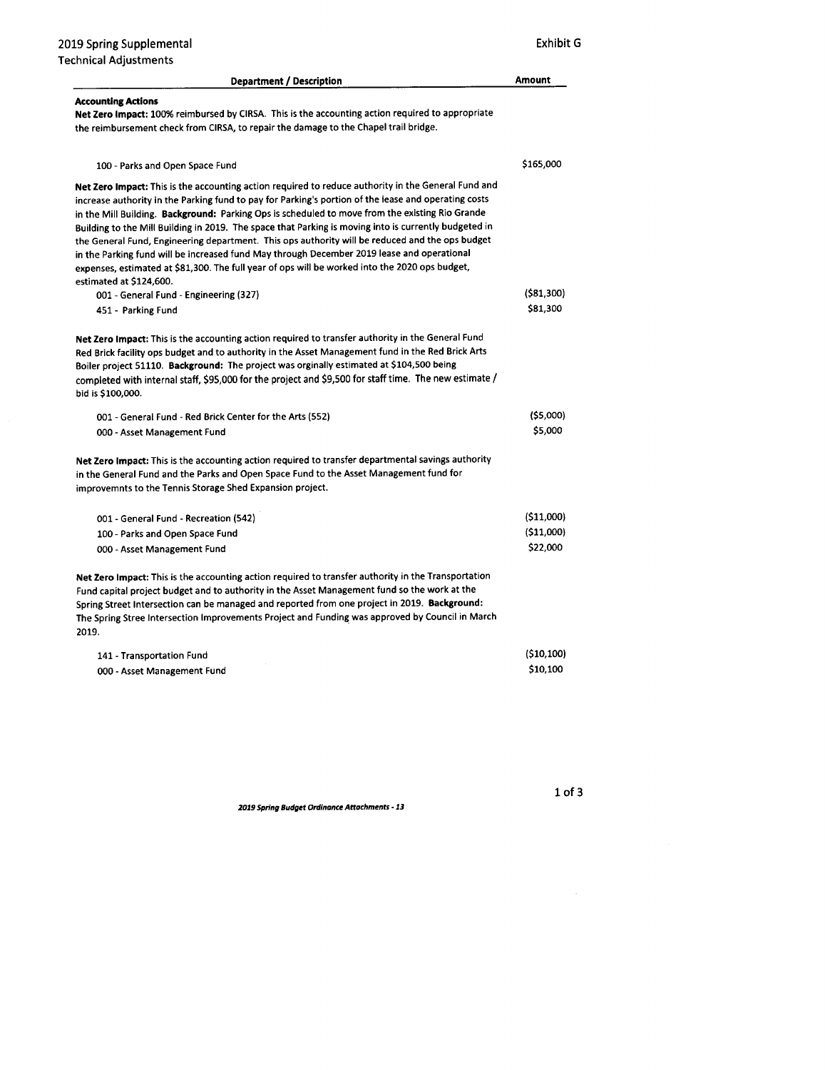# 2019 Spring Supplemental

## Technical Adjustments

**Exhibit G**

| Department / Description | Amount |
|---|---|
| **Accounting Actions** | |
| **Net Zero Impact:** 100% reimbursed by CIRSA. This is the accounting action required to appropriate the reimbursement check from CIRSA, to repair the damage to the Chapel trail bridge. | |
| 100 - Parks and Open Space Fund | $165,000 |
| **Net Zero Impact:** This is the accounting action required to reduce authority in the General Fund and increase authority in the Parking fund to pay for Parking's portion of the lease and operating costs in the Mill Building. **Background:** Parking Ops is scheduled to move from the existing Rio Grande Building to the Mill Building in 2019. The space that Parking is moving into is currently budgeted in the General Fund, Engineering department. This ops authority will be reduced and the ops budget in the Parking fund will be increased fund May through December 2019 lease and operational expenses, estimated at $81,300. The full year of ops will be worked into the 2020 ops budget, estimated at $124,600. | |
| 001 - General Fund - Engineering (327) | ($81,300) |
| 451 - Parking Fund | $81,300 |
| **Net Zero Impact:** This is the accounting action required to transfer authority in the General Fund Red Brick facility ops budget and to authority in the Asset Management fund in the Red Brick Arts Boiler project 51110. **Background:** The project was orginally estimated at $104,500 being completed with internal staff, $95,000 for the project and $9,500 for staff time. The new estimate / bid is $100,000. | |
| 001 - General Fund - Red Brick Center for the Arts (552) | ($5,000) |
| 000 - Asset Management Fund | $5,000 |
| **Net Zero Impact:** This is the accounting action required to transfer departmental savings authority in the General Fund and the Parks and Open Space Fund to the Asset Management fund for improvemnts to the Tennis Storage Shed Expansion project. | |
| 001 - General Fund - Recreation (542) | ($11,000) |
| 100 - Parks and Open Space Fund | ($11,000) |
| 000 - Asset Management Fund | $22,000 |
| **Net Zero Impact:** This is the accounting action required to transfer authority in the Transportation Fund capital project budget and to authority in the Asset Management fund so the work at the Spring Street Intersection can be managed and reported from one project in 2019. **Background:** The Spring Stree Intersection Improvements Project and Funding was approved by Council in March 2019. | |
| 141 - Transportation Fund | ($10,100) |
| 000 - Asset Management Fund | $10,100 |

*2019 Spring Budget Ordinance Attachments - 13*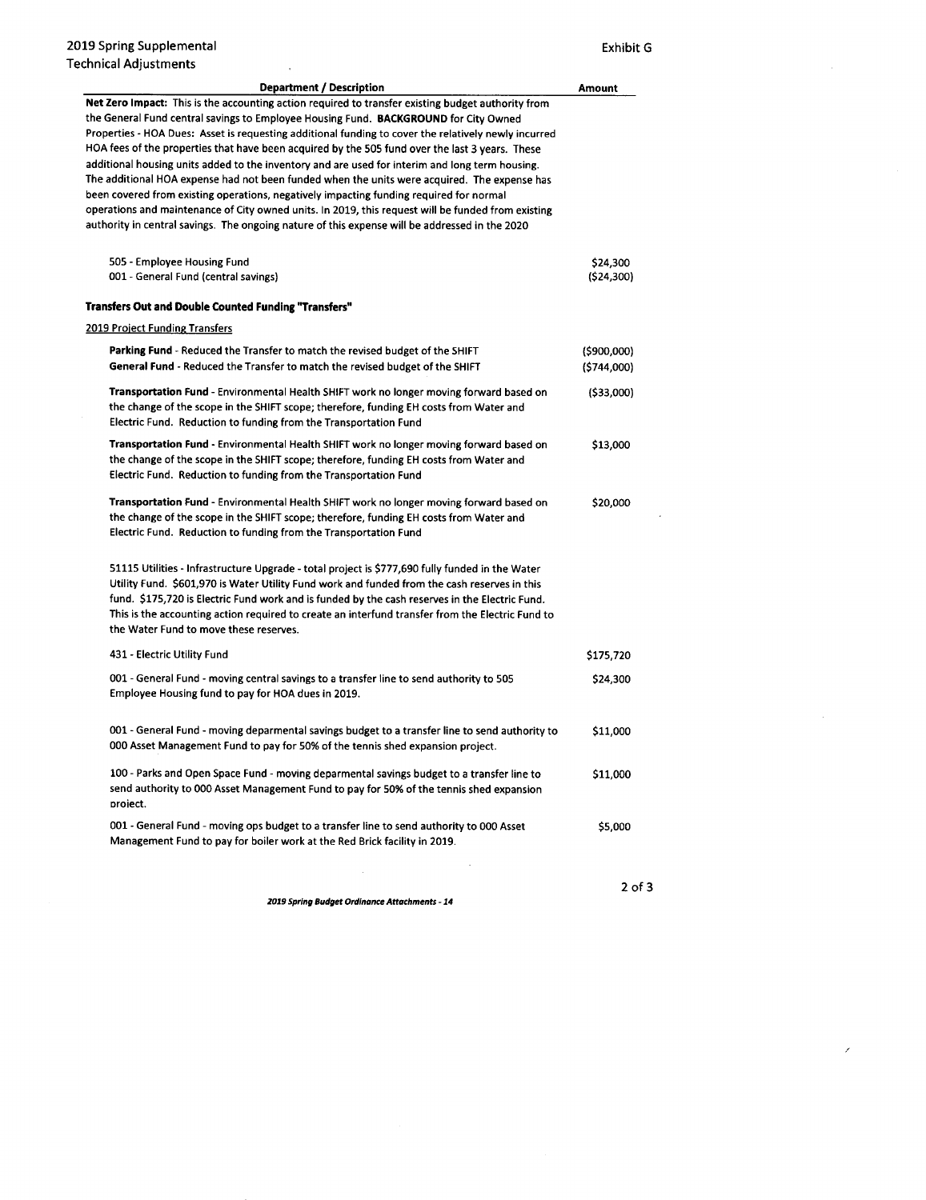2019 Spring Supplemental
Technical Adjustments

Exhibit G

| Department / Description | Amount |
|---|---|
| **Net Zero Impact:** This is the accounting action required to transfer existing budget authority from the General Fund central savings to Employee Housing Fund. **BACKGROUND** for City Owned Properties - HOA Dues: Asset is requesting additional funding to cover the relatively newly incurred HOA fees of the properties that have been acquired by the 505 fund over the last 3 years. These additional housing units added to the inventory and are used for interim and long term housing. The additional HOA expense had not been funded when the units were acquired. The expense has been covered from existing operations, negatively impacting funding required for normal operations and maintenance of City owned units. In 2019, this request will be funded from existing authority in central savings. The ongoing nature of this expense will be addressed in the 2020 | |
| 505 - Employee Housing Fund | $24,300 |
| 001 - General Fund (central savings) | ($24,300) |
| **Transfers Out and Double Counted Funding "Transfers"** | |
| 2019 Project Funding Transfers | |
| **Parking Fund** - Reduced the Transfer to match the revised budget of the SHIFT | ($900,000) |
| **General Fund** - Reduced the Transfer to match the revised budget of the SHIFT | ($744,000) |
| **Transportation Fund** - Environmental Health SHIFT work no longer moving forward based on the change of the scope in the SHIFT scope; therefore, funding EH costs from Water and Electric Fund. Reduction to funding from the Transportation Fund | ($33,000) |
| **Transportation Fund** - Environmental Health SHIFT work no longer moving forward based on the change of the scope in the SHIFT scope; therefore, funding EH costs from Water and Electric Fund. Reduction to funding from the Transportation Fund | $13,000 |
| **Transportation Fund** - Environmental Health SHIFT work no longer moving forward based on the change of the scope in the SHIFT scope; therefore, funding EH costs from Water and Electric Fund. Reduction to funding from the Transportation Fund | $20,000 |
| 51115 Utilities - Infrastructure Upgrade - total project is $777,690 fully funded in the Water Utility Fund. $601,970 is Water Utility Fund work and funded from the cash reserves in this fund. $175,720 is Electric Fund work and is funded by the cash reserves in the Electric Fund. This is the accounting action required to create an interfund transfer from the Electric Fund to the Water Fund to move these reserves. | |
| 431 - Electric Utility Fund | $175,720 |
| 001 - General Fund - moving central savings to a transfer line to send authority to 505 Employee Housing fund to pay for HOA dues in 2019. | $24,300 |
| 001 - General Fund - moving deparmental savings budget to a transfer line to send authority to 000 Asset Management Fund to pay for 50% of the tennis shed expansion project. | $11,000 |
| 100 - Parks and Open Space Fund - moving deparmental savings budget to a transfer line to send authority to 000 Asset Management Fund to pay for 50% of the tennis shed expansion project. | $11,000 |
| 001 - General Fund - moving ops budget to a transfer line to send authority to 000 Asset Management Fund to pay for boiler work at the Red Brick facility in 2019. | $5,000 |

*2019 Spring Budget Ordinance Attachments - 14*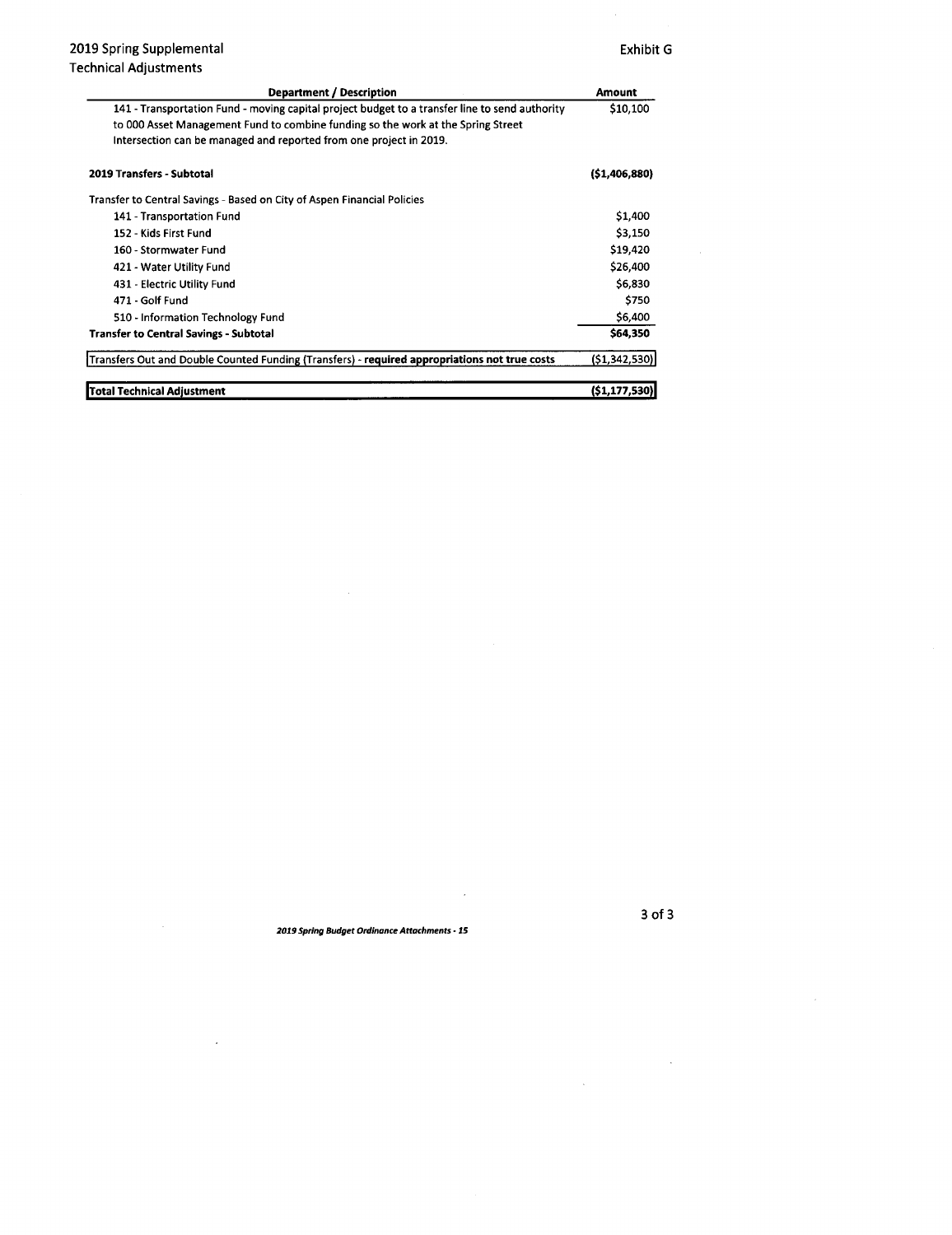2019 Spring Supplemental
Technical Adjustments

Exhibit G

| Department / Description | Amount |
|---|---|
| 141 - Transportation Fund - moving capital project budget to a transfer line to send authority to 000 Asset Management Fund to combine funding so the work at the Spring Street Intersection can be managed and reported from one project in 2019. | $10,100 |
| **2019 Transfers - Subtotal** | **($1,406,880)** |
| Transfer to Central Savings - Based on City of Aspen Financial Policies | |
| 141 - Transportation Fund | $1,400 |
| 152 - Kids First Fund | $3,150 |
| 160 - Stormwater Fund | $19,420 |
| 421 - Water Utility Fund | $26,400 |
| 431 - Electric Utility Fund | $6,830 |
| 471 - Golf Fund | $750 |
| 510 - Information Technology Fund | $6,400 |
| **Transfer to Central Savings - Subtotal** | **$64,350** |
| Transfers Out and Double Counted Funding (Transfers) - **required appropriations not true costs** | ($1,342,530) |
| **Total Technical Adjustment** | **($1,177,530)** |

*2019 Spring Budget Ordinance Attachments - 15*